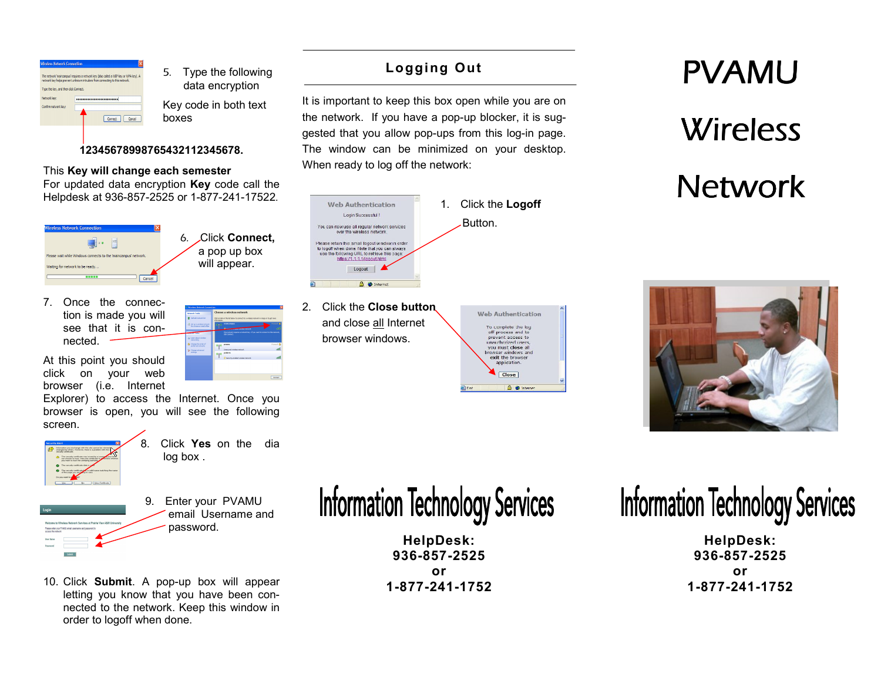5. Type the following data encryption

Key code in both text boxes

**12345678998765432112345678.**

This **Key will change each semester**
For updated data encryption **Key** code call the Helpdesk at 936-857-2525 or 1-877-241-17522.

6. Click **Connect,** a pop up box will appear.

7. Once the connection is made you will see that it is connected.

At this point you should click on your web browser (i.e. Internet Explorer) to access the Internet. Once you browser is open, you will see the following screen.

8. Click **Yes** on the dia log box .

9. Enter your PVAMU email Username and password.

10. Click **Submit**. A pop-up box will appear letting you know that you have been connected to the network. Keep this window in order to logoff when done.

## Logging Out

It is important to keep this box open while you are on the network. If you have a pop-up blocker, it is suggested that you allow pop-ups from this log-in page. The window can be minimized on your desktop. When ready to log off the network:

1. Click the **Logoff** Button.

2. Click the **Close button** and close all Internet browser windows.

Information Technology Services

**HelpDesk:**
**936-857-2525**
**or**
**1-877-241-1752**

# PVAMU Wireless Network

Information Technology Services

**HelpDesk:**
**936-857-2525**
**or**
**1-877-241-1752**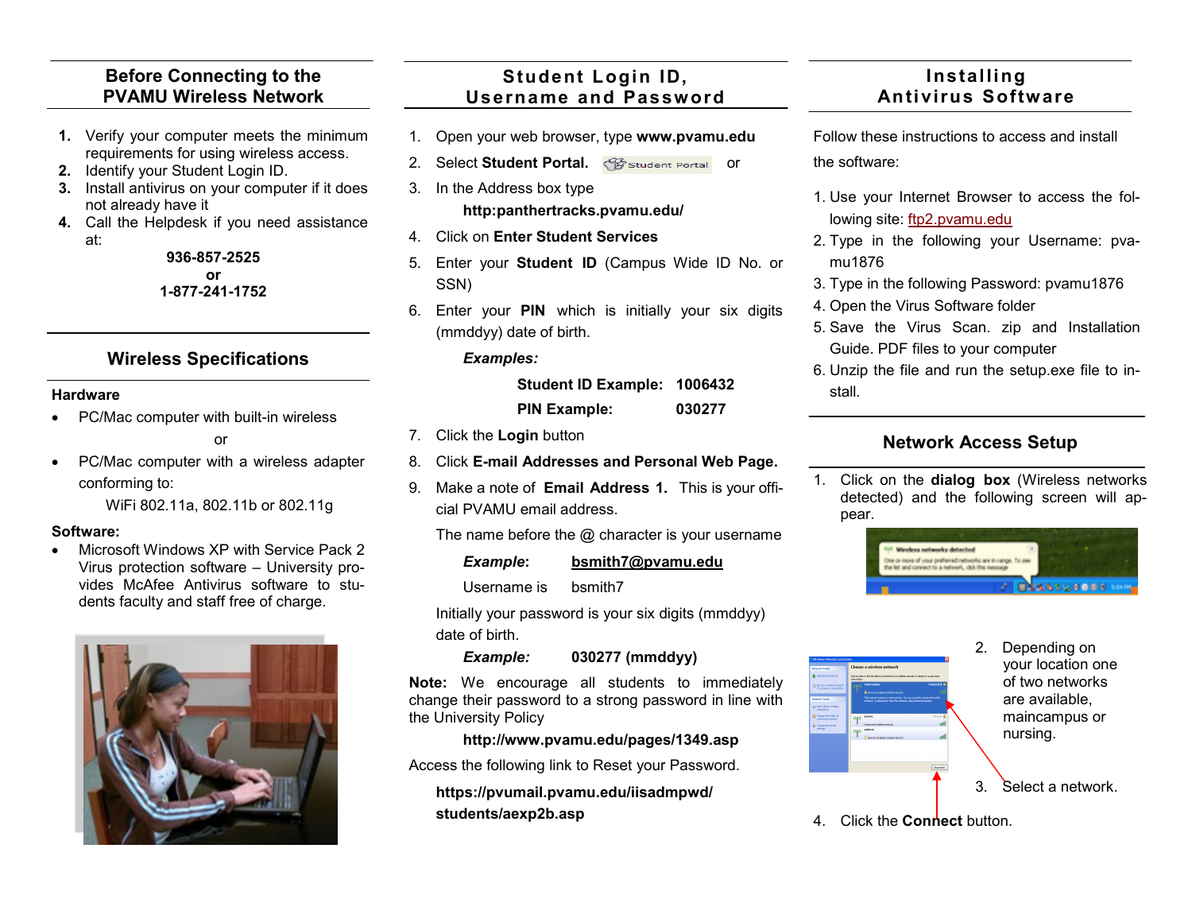## Before Connecting to the PVAMU Wireless Network

1. Verify your computer meets the minimum requirements for using wireless access.
2. Identify your Student Login ID.
3. Install antivirus on your computer if it does not already have it
4. Call the Helpdesk if you need assistance at:

**936-857-2525**
**or**
**1-877-241-1752**

## Wireless Specifications

**Hardware**

- PC/Mac computer with built-in wireless

  or

- PC/Mac computer with a wireless adapter conforming to:

  WiFi 802.11a, 802.11b or 802.11g

**Software:**

- Microsoft Windows XP with Service Pack 2
  Virus protection software – University provides McAfee Antivirus software to students faculty and staff free of charge.

## Student Login ID, Username and Password

1. Open your web browser, type **www.pvamu.edu**
2. Select **Student Portal.** Student Portal or
3. In the Address box type

   **http:panthertracks.pvamu.edu/**
4. Click on **Enter Student Services**
5. Enter your **Student ID** (Campus Wide ID No. or SSN)
6. Enter your **PIN** which is initially your six digits (mmddyy) date of birth.

   ***Examples:***

   **Student ID Example: 1006432**

   **PIN Example: 030277**
7. Click the **Login** button
8. Click **E-mail Addresses and Personal Web Page.**
9. Make a note of **Email Address 1.** This is your official PVAMU email address.

   The name before the @ character is your username

   ***Example***: **bsmith7@pvamu.edu**

   Username is bsmith7

   Initially your password is your six digits (mmddyy) date of birth.

   ***Example:*** **030277 (mmddyy)**

**Note:** We encourage all students to immediately change their password to a strong password in line with the University Policy

**http://www.pvamu.edu/pages/1349.asp**

Access the following link to Reset your Password.

**https://pvumail.pvamu.edu/iisadmpwd/students/aexp2b.asp**

## Installing Antivirus Software

Follow these instructions to access and install the software:

1. Use your Internet Browser to access the following site: ftp2.pvamu.edu
2. Type in the following your Username: pvamu1876
3. Type in the following Password: pvamu1876
4. Open the Virus Software folder
5. Save the Virus Scan. zip and Installation Guide. PDF files to your computer
6. Unzip the file and run the setup.exe file to install.

## Network Access Setup

1. Click on the **dialog box** (Wireless networks detected) and the following screen will appear.
2. Depending on your location one of two networks are available, maincampus or nursing.
3. Select a network.
4. Click the **Connect** button.